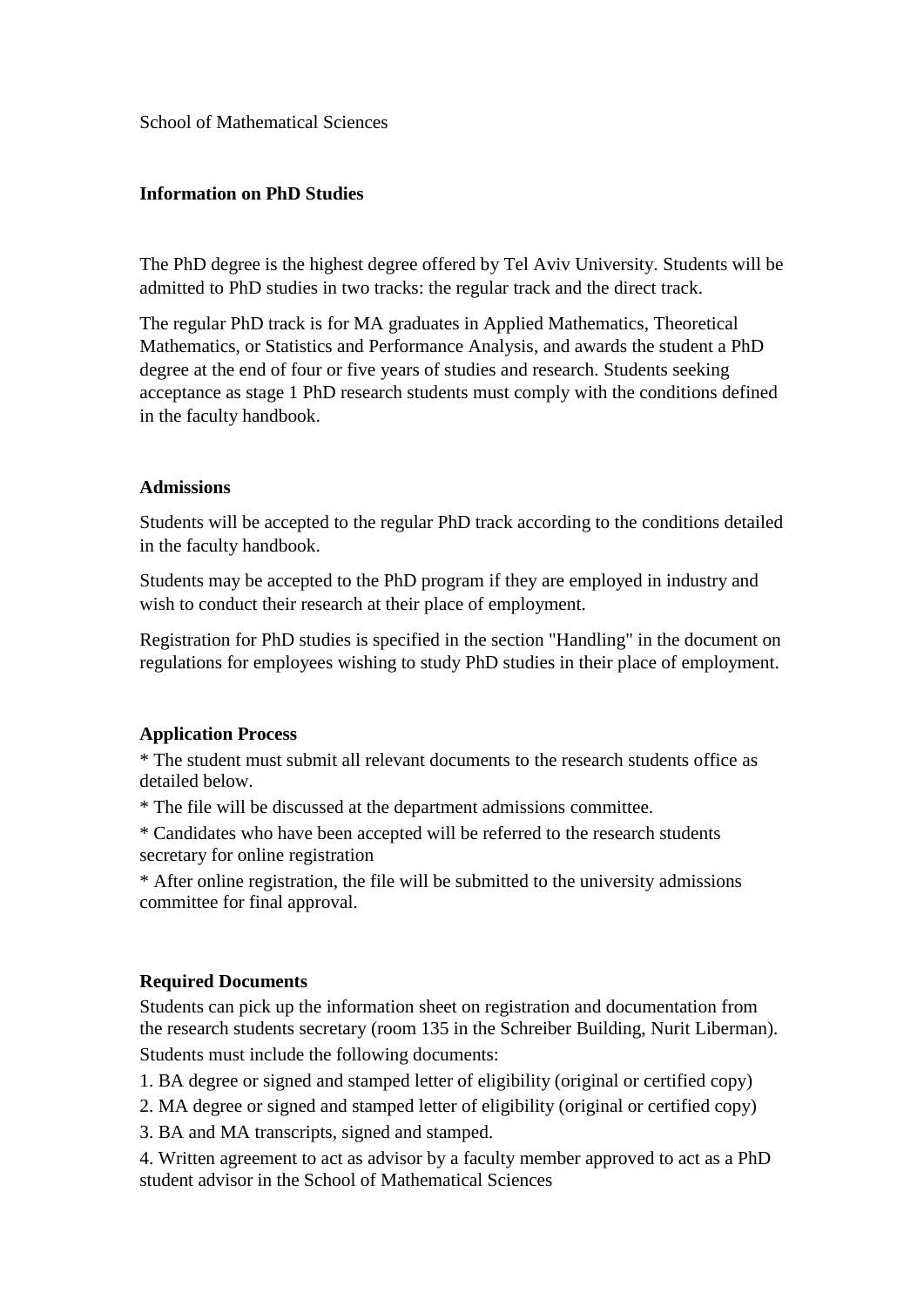School of Mathematical Sciences

## Information on PhD Studies

The PhD degree is the highest degree offered by Tel Aviv University. Students will be admitted to PhD studies in two tracks: the regular track and the direct track.

The regular PhD track is for MA graduates in Applied Mathematics, Theoretical Mathematics, or Statistics and Performance Analysis, and awards the student a PhD degree at the end of four or five years of studies and research. Students seeking acceptance as stage 1 PhD research students must comply with the conditions defined in the faculty handbook.

### Admissions

Students will be accepted to the regular PhD track according to the conditions detailed in the faculty handbook.

Students may be accepted to the PhD program if they are employed in industry and wish to conduct their research at their place of employment.

Registration for PhD studies is specified in the section "Handling" in the document on regulations for employees wishing to study PhD studies in their place of employment.

### Application Process

* The student must submit all relevant documents to the research students office as detailed below.
* The file will be discussed at the department admissions committee.
* Candidates who have been accepted will be referred to the research students secretary for online registration
* After online registration, the file will be submitted to the university admissions committee for final approval.

### Required Documents

Students can pick up the information sheet on registration and documentation from the research students secretary (room 135 in the Schreiber Building, Nurit Liberman).

Students must include the following documents:

1. BA degree or signed and stamped letter of eligibility (original or certified copy)
2. MA degree or signed and stamped letter of eligibility (original or certified copy)
3. BA and MA transcripts, signed and stamped.
4. Written agreement to act as advisor by a faculty member approved to act as a PhD student advisor in the School of Mathematical Sciences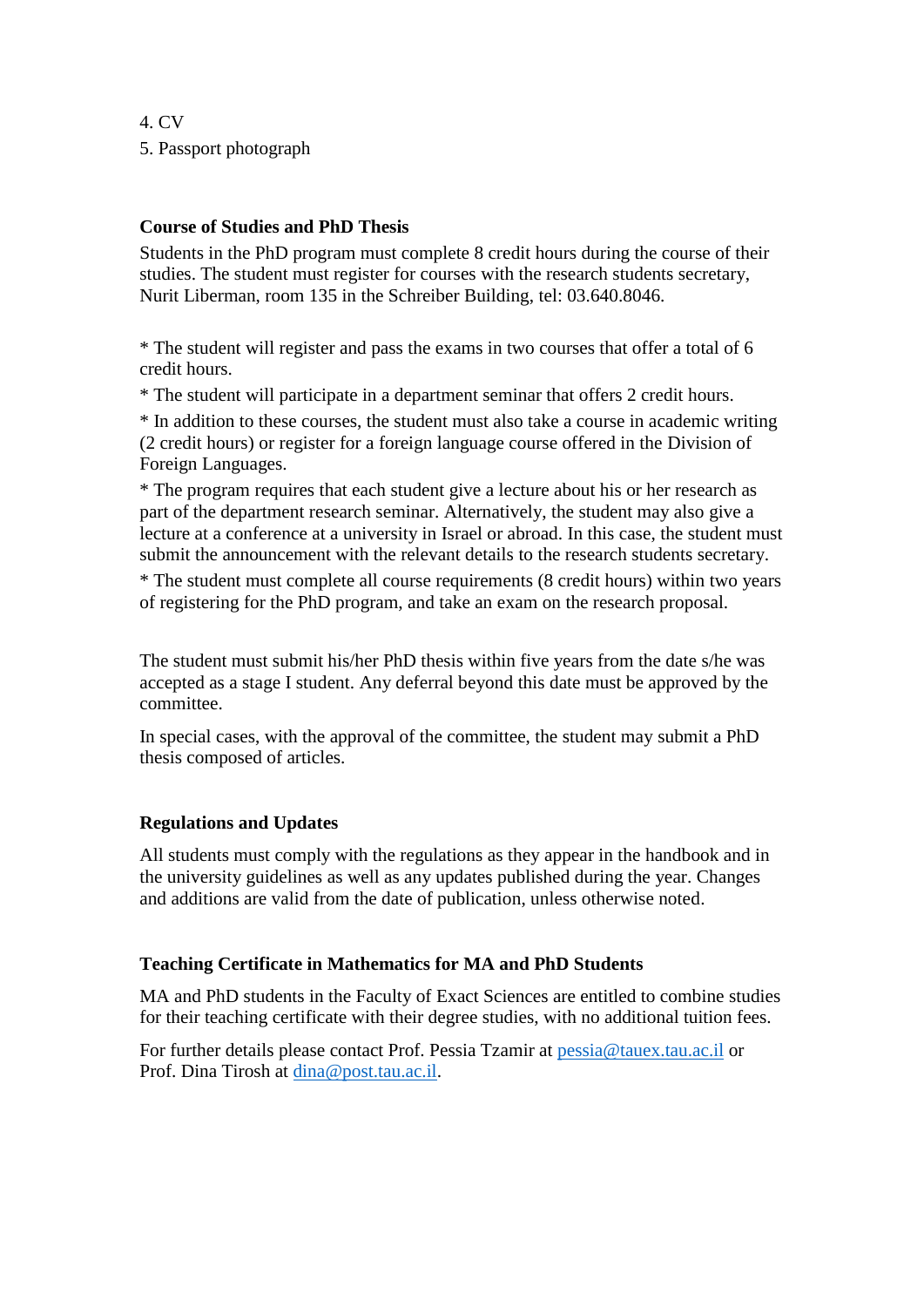4. CV

5. Passport photograph

**Course of Studies and PhD Thesis**

Students in the PhD program must complete 8 credit hours during the course of their studies. The student must register for courses with the research students secretary, Nurit Liberman, room 135 in the Schreiber Building, tel: 03.640.8046.

* The student will register and pass the exams in two courses that offer a total of 6 credit hours.

* The student will participate in a department seminar that offers 2 credit hours.

* In addition to these courses, the student must also take a course in academic writing (2 credit hours) or register for a foreign language course offered in the Division of Foreign Languages.

* The program requires that each student give a lecture about his or her research as part of the department research seminar. Alternatively, the student may also give a lecture at a conference at a university in Israel or abroad. In this case, the student must submit the announcement with the relevant details to the research students secretary.

* The student must complete all course requirements (8 credit hours) within two years of registering for the PhD program, and take an exam on the research proposal.

The student must submit his/her PhD thesis within five years from the date s/he was accepted as a stage I student. Any deferral beyond this date must be approved by the committee.

In special cases, with the approval of the committee, the student may submit a PhD thesis composed of articles.

**Regulations and Updates**

All students must comply with the regulations as they appear in the handbook and in the university guidelines as well as any updates published during the year. Changes and additions are valid from the date of publication, unless otherwise noted.

**Teaching Certificate in Mathematics for MA and PhD Students**

MA and PhD students in the Faculty of Exact Sciences are entitled to combine studies for their teaching certificate with their degree studies, with no additional tuition fees.

For further details please contact Prof. Pessia Tzamir at pessia@tauex.tau.ac.il or Prof. Dina Tirosh at dina@post.tau.ac.il.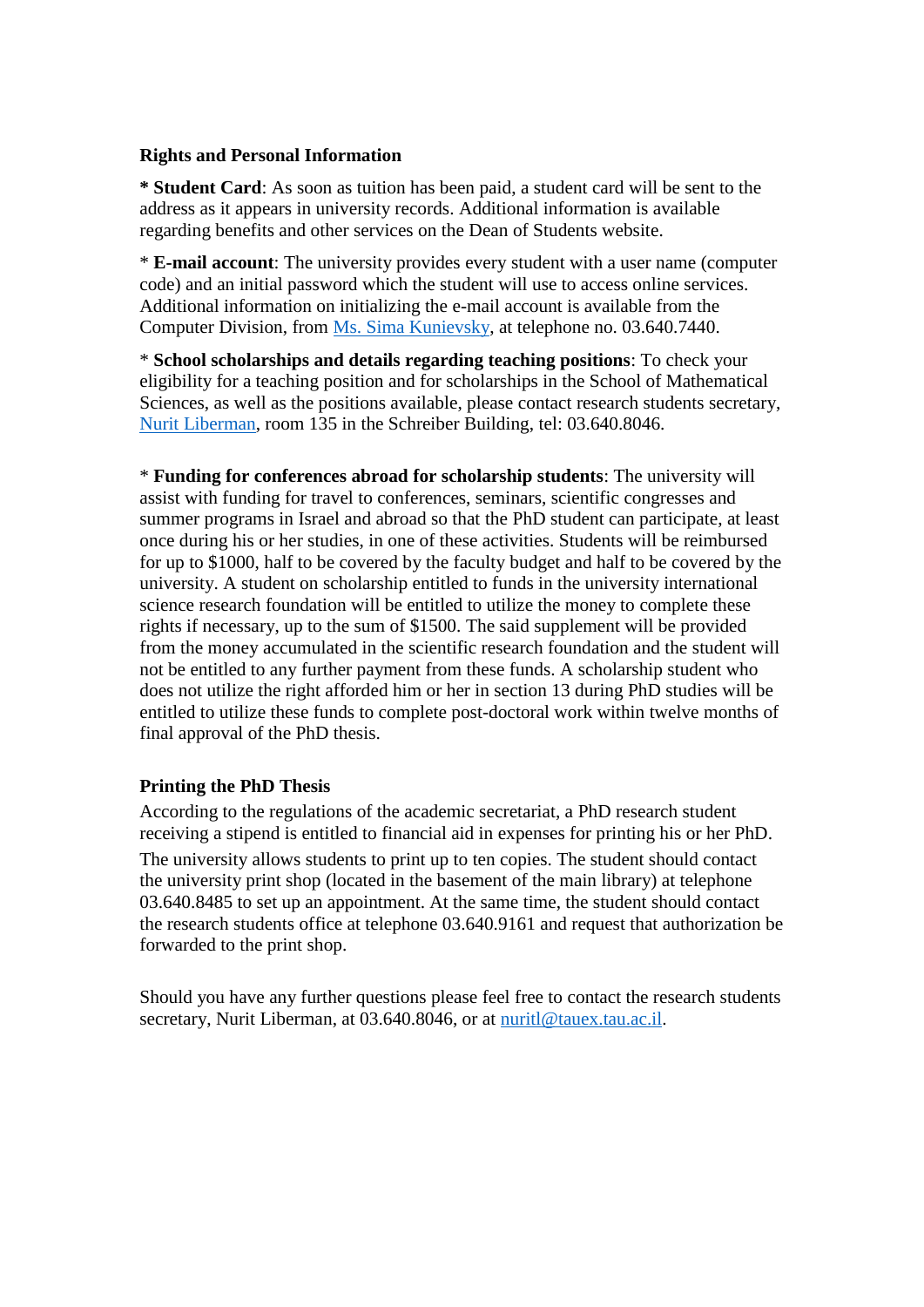**Rights and Personal Information**

**\* Student Card**: As soon as tuition has been paid, a student card will be sent to the address as it appears in university records. Additional information is available regarding benefits and other services on the Dean of Students website.

\* **E-mail account**: The university provides every student with a user name (computer code) and an initial password which the student will use to access online services. Additional information on initializing the e-mail account is available from the Computer Division, from Ms. Sima Kunievsky, at telephone no. 03.640.7440.

\* **School scholarships and details regarding teaching positions**: To check your eligibility for a teaching position and for scholarships in the School of Mathematical Sciences, as well as the positions available, please contact research students secretary, Nurit Liberman, room 135 in the Schreiber Building, tel: 03.640.8046.

\* **Funding for conferences abroad for scholarship students**: The university will assist with funding for travel to conferences, seminars, scientific congresses and summer programs in Israel and abroad so that the PhD student can participate, at least once during his or her studies, in one of these activities. Students will be reimbursed for up to $1000, half to be covered by the faculty budget and half to be covered by the university. A student on scholarship entitled to funds in the university international science research foundation will be entitled to utilize the money to complete these rights if necessary, up to the sum of $1500. The said supplement will be provided from the money accumulated in the scientific research foundation and the student will not be entitled to any further payment from these funds. A scholarship student who does not utilize the right afforded him or her in section 13 during PhD studies will be entitled to utilize these funds to complete post-doctoral work within twelve months of final approval of the PhD thesis.

**Printing the PhD Thesis**

According to the regulations of the academic secretariat, a PhD research student receiving a stipend is entitled to financial aid in expenses for printing his or her PhD.

The university allows students to print up to ten copies. The student should contact the university print shop (located in the basement of the main library) at telephone 03.640.8485 to set up an appointment. At the same time, the student should contact the research students office at telephone 03.640.9161 and request that authorization be forwarded to the print shop.

Should you have any further questions please feel free to contact the research students secretary, Nurit Liberman, at 03.640.8046, or at nuritl@tauex.tau.ac.il.